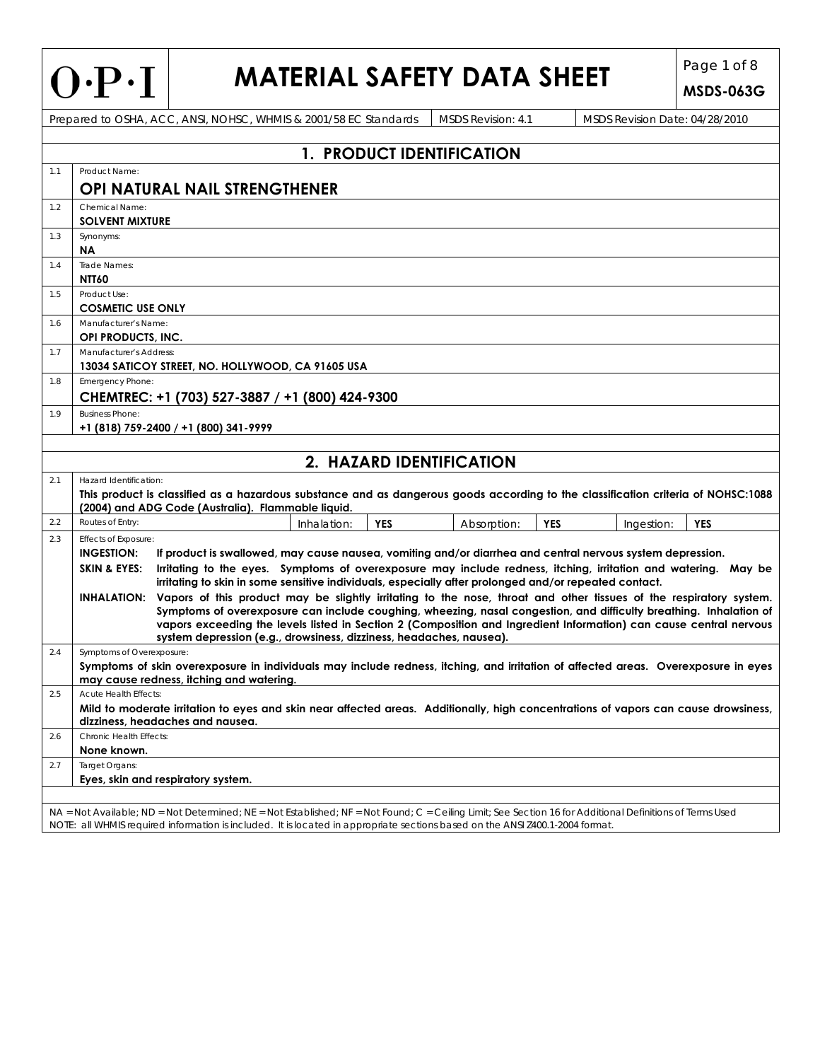# O·P·I MATERIAL SAFETY DATA SHEET

**MSDS-063G**

| Prepared to OSHA, ACC, ANSI, NOHSC, WHMIS & 2001/58 EC Standards | MSDS Revision: 4.1 | MSDS Revision Date: 04/28/2010 |
|---|---|---|

## 1. PRODUCT IDENTIFICATION

| | |
|---|---|
| 1.1 | Product Name: **OPI NATURAL NAIL STRENGTHENER** |
| 1.2 | Chemical Name: **SOLVENT MIXTURE** |
| 1.3 | Synonyms: **NA** |
| 1.4 | Trade Names: **NTT60** |
| 1.5 | Product Use: **COSMETIC USE ONLY** |
| 1.6 | Manufacturer's Name: **OPI PRODUCTS, INC.** |
| 1.7 | Manufacturer's Address: **13034 SATICOY STREET, NO. HOLLYWOOD, CA 91605 USA** |
| 1.8 | Emergency Phone: **CHEMTREC: +1 (703) 527-3887 / +1 (800) 424-9300** |
| 1.9 | Business Phone: **+1 (818) 759-2400 / +1 (800) 341-9999** |

## 2. HAZARD IDENTIFICATION

**2.1** Hazard Identification:

**This product is classified as a hazardous substance and as dangerous goods according to the classification criteria of NOHSC:1088 (2004) and ADG Code (Australia). Flammable liquid.**

| 2.2 | Routes of Entry: | Inhalation: | **YES** | Absorption: | **YES** | Ingestion: | **YES** |
|---|---|---|---|---|---|---|---|

**2.3** Effects of Exposure:

- **INGESTION:** **If product is swallowed, may cause nausea, vomiting and/or diarrhea and central nervous system depression.**
- **SKIN & EYES:** **Irritating to the eyes. Symptoms of overexposure may include redness, itching, irritation and watering. May be irritating to skin in some sensitive individuals, especially after prolonged and/or repeated contact.**
- **INHALATION:** **Vapors of this product may be slightly irritating to the nose, throat and other tissues of the respiratory system. Symptoms of overexposure can include coughing, wheezing, nasal congestion, and difficulty breathing. Inhalation of vapors exceeding the levels listed in Section 2 (Composition and Ingredient Information) can cause central nervous system depression (e.g., drowsiness, dizziness, headaches, nausea).**

**2.4** Symptoms of Overexposure:

**Symptoms of skin overexposure in individuals may include redness, itching, and irritation of affected areas. Overexposure in eyes may cause redness, itching and watering.**

**2.5** Acute Health Effects:

**Mild to moderate irritation to eyes and skin near affected areas. Additionally, high concentrations of vapors can cause drowsiness, dizziness, headaches and nausea.**

**2.6** Chronic Health Effects:

**None known.**

**2.7** Target Organs:

**Eyes, skin and respiratory system.**

NA = Not Available; ND = Not Determined; NE = Not Established; NF = Not Found; C = Ceiling Limit; See Section 16 for Additional Definitions of Terms Used
NOTE: all WHMIS required information is included. It is located in appropriate sections based on the ANSI Z400.1-2004 format.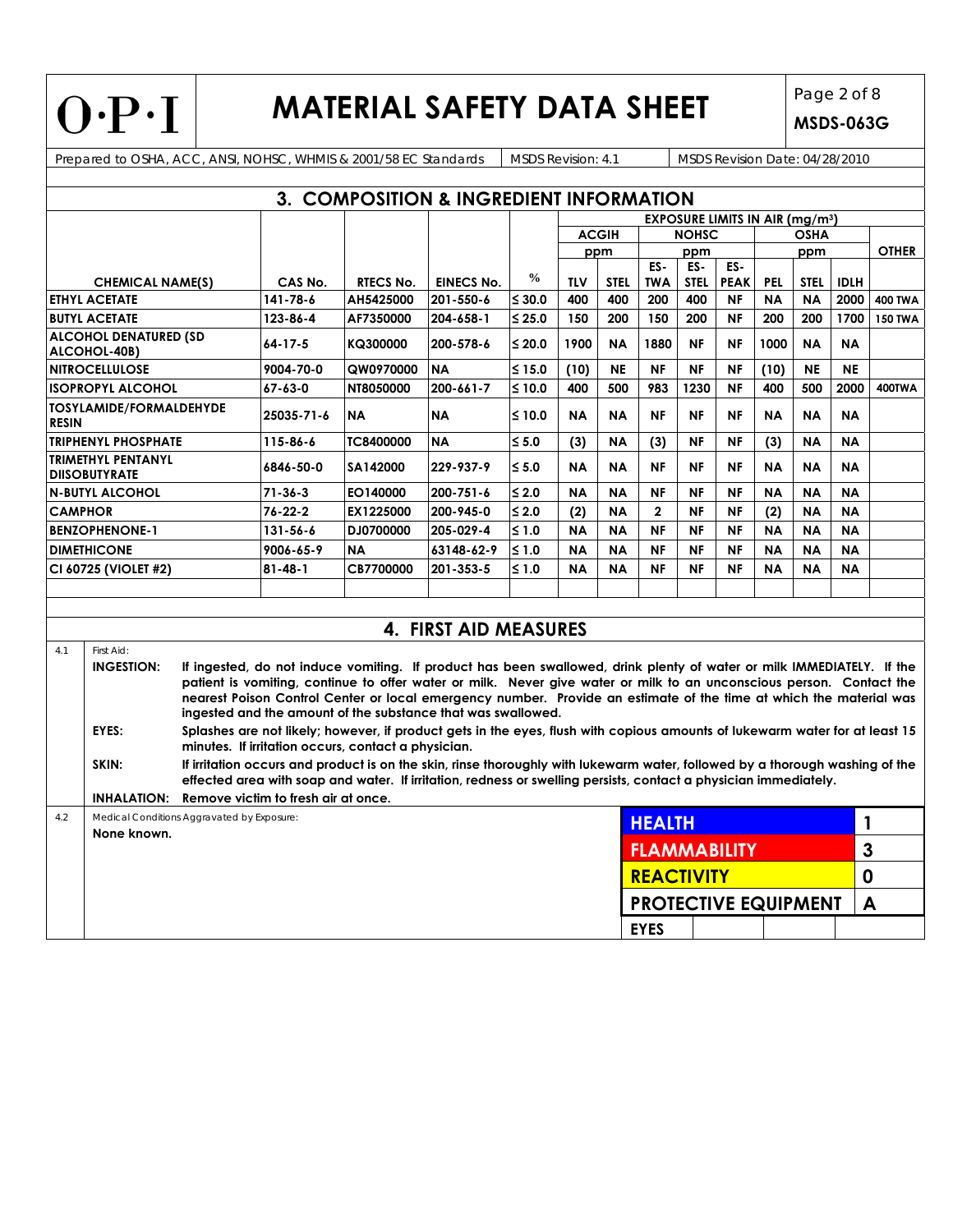Prepared to OSHA, ACC, ANSI, NOHSC, WHMIS & 2001/58 EC Standards | MSDS Revision: 4.1 | MSDS Revision Date: 04/28/2010

## 3. COMPOSITION & INGREDIENT INFORMATION

| CHEMICAL NAME(S) | CAS No. | RTECS No. | EINECS No. | % | EXPOSURE LIMITS IN AIR (mg/m³) | | | | | | | | | |
|---|---|---|---|---|---|---|---|---|---|---|---|---|---|
| | | | | | ACGIH | | NOHSC | | | OSHA | | | OTHER |
| | | | | | ppm | | ppm | | | ppm | | | |
| | | | | | TLV | STEL | ES-TWA | ES-STEL | ES-PEAK | PEL | STEL | IDLH | |
| ETHYL ACETATE | 141-78-6 | AH5425000 | 201-550-6 | ≤ 30.0 | 400 | 400 | 200 | 400 | NF | NA | NA | 2000 | 400 TWA |
| BUTYL ACETATE | 123-86-4 | AF7350000 | 204-658-1 | ≤ 25.0 | 150 | 200 | 150 | 200 | NF | 200 | 200 | 1700 | 150 TWA |
| ALCOHOL DENATURED (SD ALCOHOL-40B) | 64-17-5 | KQ300000 | 200-578-6 | ≤ 20.0 | 1900 | NA | 1880 | NF | NF | 1000 | NA | NA | |
| NITROCELLULOSE | 9004-70-0 | QW0970000 | NA | ≤ 15.0 | (10) | NE | NF | NF | NF | (10) | NE | NE | |
| ISOPROPYL ALCOHOL | 67-63-0 | NT8050000 | 200-661-7 | ≤ 10.0 | 400 | 500 | 983 | 1230 | NF | 400 | 500 | 2000 | 400TWA |
| TOSYLAMIDE/FORMALDEHYDE RESIN | 25035-71-6 | NA | NA | ≤ 10.0 | NA | NA | NF | NF | NF | NA | NA | NA | |
| TRIPHENYL PHOSPHATE | 115-86-6 | TC8400000 | NA | ≤ 5.0 | (3) | NA | (3) | NF | NF | (3) | NA | NA | |
| TRIMETHYL PENTANYL DIISOBUTYRATE | 6846-50-0 | SA142000 | 229-937-9 | ≤ 5.0 | NA | NA | NF | NF | NF | NA | NA | NA | |
| N-BUTYL ALCOHOL | 71-36-3 | EO140000 | 200-751-6 | ≤ 2.0 | NA | NA | NF | NF | NF | NA | NA | NA | |
| CAMPHOR | 76-22-2 | EX1225000 | 200-945-0 | ≤ 2.0 | (2) | NA | 2 | NF | NF | (2) | NA | NA | |
| BENZOPHENONE-1 | 131-56-6 | DJ0700000 | 205-029-4 | ≤ 1.0 | NA | NA | NF | NF | NF | NA | NA | NA | |
| DIMETHICONE | 9006-65-9 | NA | 63148-62-9 | ≤ 1.0 | NA | NA | NF | NF | NF | NA | NA | NA | |
| CI 60725 (VIOLET #2) | 81-48-1 | CB7700000 | 201-353-5 | ≤ 1.0 | NA | NA | NF | NF | NF | NA | NA | NA | |

## 4. FIRST AID MEASURES

4.1 First Aid:

**INGESTION:** If ingested, do not induce vomiting. If product has been swallowed, drink plenty of water or milk IMMEDIATELY. If the patient is vomiting, continue to offer water or milk. Never give water or milk to an unconscious person. Contact the nearest Poison Control Center or local emergency number. Provide an estimate of the time at which the material was ingested and the amount of the substance that was swallowed.

**EYES:** Splashes are not likely; however, if product gets in the eyes, flush with copious amounts of lukewarm water for at least 15 minutes. If irritation occurs, contact a physician.

**SKIN:** If irritation occurs and product is on the skin, rinse thoroughly with lukewarm water, followed by a thorough washing of the effected area with soap and water. If irritation, redness or swelling persists, contact a physician immediately.

**INHALATION:** Remove victim to fresh air at once.

4.2 Medical Conditions Aggravated by Exposure:

**None known.**

| HMIS | |
|---|---|
| HEALTH | 1 |
| FLAMMABILITY | 3 |
| REACTIVITY | 0 |
| PROTECTIVE EQUIPMENT | A |
| EYES | |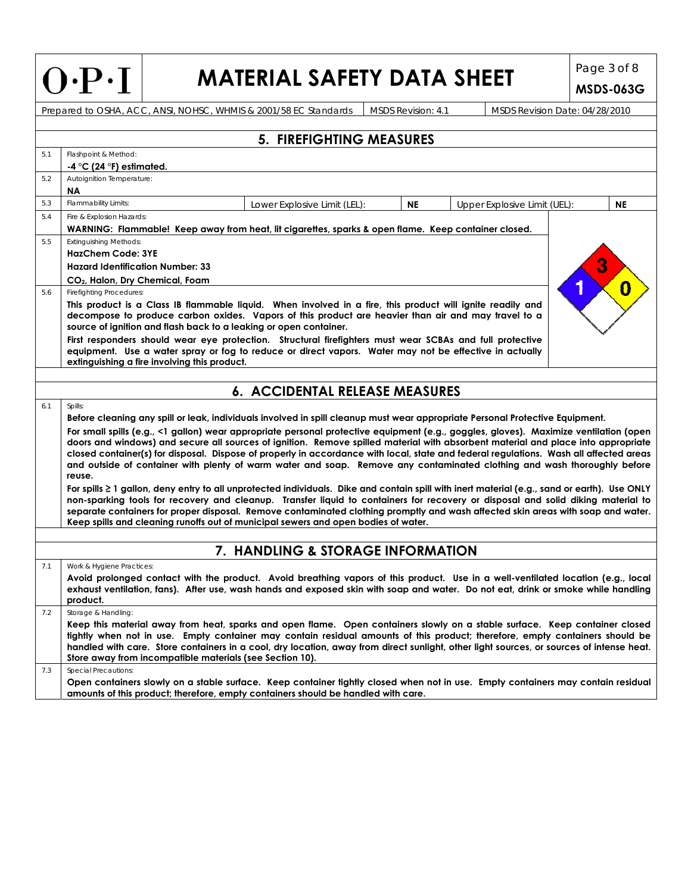## 5. FIREFIGHTING MEASURES

| | | | | | |
|---|---|---|---|---|---|
| 5.1 | Flashpoint & Method: **-4 °C (24 °F) estimated.** | | | | |
| 5.2 | Autoignition Temperature: **NA** | | | | |
| 5.3 | Flammability Limits: | Lower Explosive Limit (LEL): | **NE** | Upper Explosive Limit (UEL): | **NE** |
| 5.4 | Fire & Explosion Hazards: **WARNING: Flammable! Keep away from heat, lit cigarettes, sparks & open flame. Keep container closed.** | | | | |
| 5.5 | Extinguishing Methods: **HazChem Code: 3YE** **Hazard Identification Number: 33** **$CO_2$, Halon, Dry Chemical, Foam** | | | | |
| 5.6 | Firefighting Procedures: **This product is a Class IB flammable liquid. When involved in a fire, this product will ignite readily and decompose to produce carbon oxides. Vapors of this product are heavier than air and may travel to a source of ignition and flash back to a leaking or open container.** **First responders should wear eye protection. Structural firefighters must wear SCBAs and full protective equipment. Use a water spray or fog to reduce or direct vapors. Water may not be effective in actually extinguishing a fire involving this product.** | | | | |

NFPA: Health 1, Flammability 3, Reactivity 0

## 6. ACCIDENTAL RELEASE MEASURES

**6.1 Spills:**

**Before cleaning any spill or leak, individuals involved in spill cleanup must wear appropriate Personal Protective Equipment.**

**For small spills (e.g., <1 gallon) wear appropriate personal protective equipment (e.g., goggles, gloves). Maximize ventilation (open doors and windows) and secure all sources of ignition. Remove spilled material with absorbent material and place into appropriate closed container(s) for disposal. Dispose of properly in accordance with local, state and federal regulations. Wash all affected areas and outside of container with plenty of warm water and soap. Remove any contaminated clothing and wash thoroughly before reuse.**

**For spills ≥ 1 gallon, deny entry to all unprotected individuals. Dike and contain spill with inert material (e.g., sand or earth). Use ONLY non-sparking tools for recovery and cleanup. Transfer liquid to containers for recovery or disposal and solid diking material to separate containers for proper disposal. Remove contaminated clothing promptly and wash affected skin areas with soap and water. Keep spills and cleaning runoffs out of municipal sewers and open bodies of water.**

## 7. HANDLING & STORAGE INFORMATION

**7.1 Work & Hygiene Practices:**

**Avoid prolonged contact with the product. Avoid breathing vapors of this product. Use in a well-ventilated location (e.g., local exhaust ventilation, fans). After use, wash hands and exposed skin with soap and water. Do not eat, drink or smoke while handling product.**

**7.2 Storage & Handling:**

**Keep this material away from heat, sparks and open flame. Open containers slowly on a stable surface. Keep container closed tightly when not in use. Empty container may contain residual amounts of this product; therefore, empty containers should be handled with care. Store containers in a cool, dry location, away from direct sunlight, other light sources, or sources of intense heat. Store away from incompatible materials (see Section 10).**

**7.3 Special Precautions:**

**Open containers slowly on a stable surface. Keep container tightly closed when not in use. Empty containers may contain residual amounts of this product; therefore, empty containers should be handled with care.**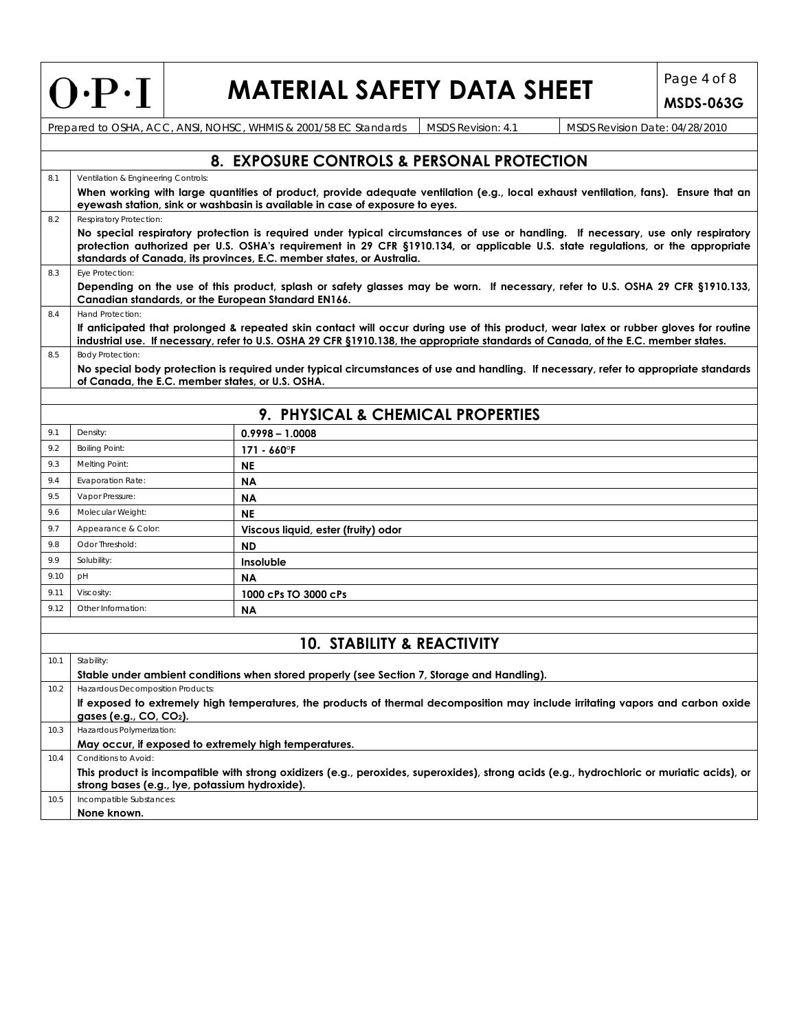## 8. EXPOSURE CONTROLS & PERSONAL PROTECTION

| | |
|---|---|
| 8.1 | Ventilation & Engineering Controls:<br>**When working with large quantities of product, provide adequate ventilation (e.g., local exhaust ventilation, fans). Ensure that an eyewash station, sink or washbasin is available in case of exposure to eyes.** |
| 8.2 | Respiratory Protection:<br>**No special respiratory protection is required under typical circumstances of use or handling. If necessary, use only respiratory protection authorized per U.S. OSHA's requirement in 29 CFR §1910.134, or applicable U.S. state regulations, or the appropriate standards of Canada, its provinces, E.C. member states, or Australia.** |
| 8.3 | Eye Protection:<br>**Depending on the use of this product, splash or safety glasses may be worn. If necessary, refer to U.S. OSHA 29 CFR §1910.133, Canadian standards, or the European Standard EN166.** |
| 8.4 | Hand Protection:<br>**If anticipated that prolonged & repeated skin contact will occur during use of this product, wear latex or rubber gloves for routine industrial use. If necessary, refer to U.S. OSHA 29 CFR §1910.138, the appropriate standards of Canada, of the E.C. member states.** |
| 8.5 | Body Protection:<br>**No special body protection is required under typical circumstances of use and handling. If necessary, refer to appropriate standards of Canada, the E.C. member states, or U.S. OSHA.** |

## 9. PHYSICAL & CHEMICAL PROPERTIES

| | | |
|---|---|---|
| 9.1 | Density: | **0.9998 – 1.0008** |
| 9.2 | Boiling Point: | **171 - 660°F** |
| 9.3 | Melting Point: | **NE** |
| 9.4 | Evaporation Rate: | **NA** |
| 9.5 | Vapor Pressure: | **NA** |
| 9.6 | Molecular Weight: | **NE** |
| 9.7 | Appearance & Color: | **Viscous liquid, ester (fruity) odor** |
| 9.8 | Odor Threshold: | **ND** |
| 9.9 | Solubility: | **Insoluble** |
| 9.10 | pH | **NA** |
| 9.11 | Viscosity: | **1000 cPs TO 3000 cPs** |
| 9.12 | Other Information: | **NA** |

## 10. STABILITY & REACTIVITY

| | |
|---|---|
| 10.1 | Stability:<br>**Stable under ambient conditions when stored properly (see Section 7, Storage and Handling).** |
| 10.2 | Hazardous Decomposition Products:<br>**If exposed to extremely high temperatures, the products of thermal decomposition may include irritating vapors and carbon oxide gases (e.g., CO, $CO_2$).** |
| 10.3 | Hazardous Polymerization:<br>**May occur, if exposed to extremely high temperatures.** |
| 10.4 | Conditions to Avoid:<br>**This product is incompatible with strong oxidizers (e.g., peroxides, superoxides), strong acids (e.g., hydrochloric or muriatic acids), or strong bases (e.g., lye, potassium hydroxide).** |
| 10.5 | Incompatible Substances:<br>**None known.** |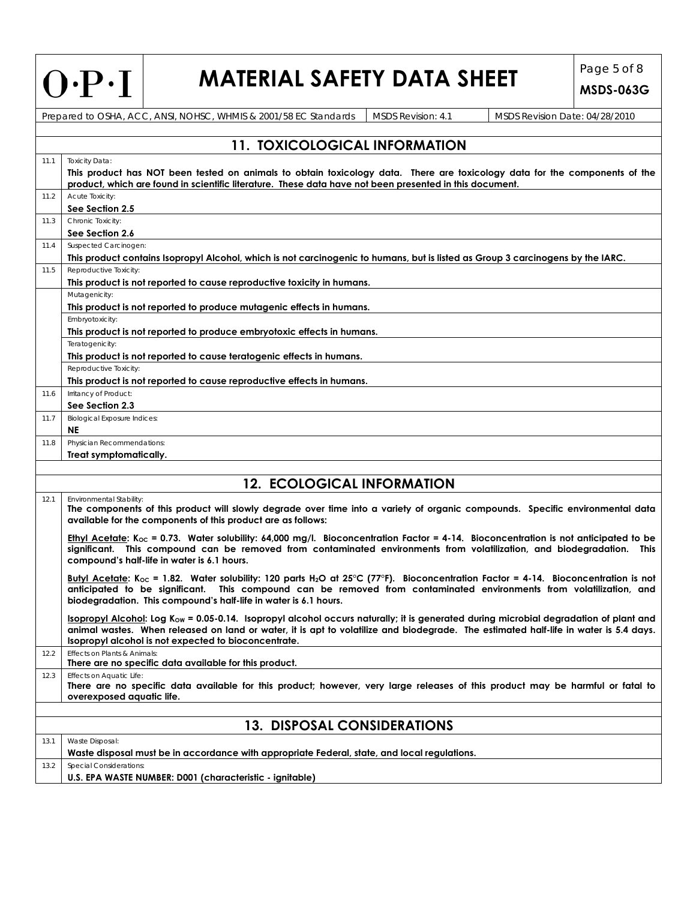## 11. TOXICOLOGICAL INFORMATION

| | | |
|---|---|---|
| 11.1 | Toxicity Data: | **This product has NOT been tested on animals to obtain toxicology data. There are toxicology data for the components of the product, which are found in scientific literature. These data have not been presented in this document.** |
| 11.2 | Acute Toxicity: | **See Section 2.5** |
| 11.3 | Chronic Toxicity: | **See Section 2.6** |
| 11.4 | Suspected Carcinogen: | **This product contains Isopropyl Alcohol, which is not carcinogenic to humans, but is listed as Group 3 carcinogens by the IARC.** |
| 11.5 | Reproductive Toxicity: | **This product is not reported to cause reproductive toxicity in humans.** |
| | Mutagenicity: | **This product is not reported to produce mutagenic effects in humans.** |
| | Embryotoxicity: | **This product is not reported to produce embryotoxic effects in humans.** |
| | Teratogenicity: | **This product is not reported to cause teratogenic effects in humans.** |
| | Reproductive Toxicity: | **This product is not reported to cause reproductive effects in humans.** |
| 11.6 | Irritancy of Product: | **See Section 2.3** |
| 11.7 | Biological Exposure Indices: | **NE** |
| 11.8 | Physician Recommendations: | **Treat symptomatically.** |

## 12. ECOLOGICAL INFORMATION

**12.1** Environmental Stability:

**The components of this product will slowly degrade over time into a variety of organic compounds. Specific environmental data available for the components of this product are as follows:**

**Ethyl Acetate: $K_{OC}$ = 0.73. Water solubility: 64,000 mg/l. Bioconcentration Factor = 4-14. Bioconcentration is not anticipated to be significant. This compound can be removed from contaminated environments from volatilization, and biodegradation. This compound's half-life in water is 6.1 hours.**

**Butyl Acetate: $K_{OC}$ = 1.82. Water solubility: 120 parts $H_2O$ at 25°C (77°F). Bioconcentration Factor = 4-14. Bioconcentration is not anticipated to be significant. This compound can be removed from contaminated environments from volatilization, and biodegradation. This compound's half-life in water is 6.1 hours.**

**Isopropyl Alcohol: Log $K_{OW}$ = 0.05-0.14. Isopropyl alcohol occurs naturally; it is generated during microbial degradation of plant and animal wastes. When released on land or water, it is apt to volatilize and biodegrade. The estimated half-life in water is 5.4 days. Isopropyl alcohol is not expected to bioconcentrate.**

**12.2** Effects on Plants & Animals:

**There are no specific data available for this product.**

**12.3** Effects on Aquatic Life:

**There are no specific data available for this product; however, very large releases of this product may be harmful or fatal to overexposed aquatic life.**

## 13. DISPOSAL CONSIDERATIONS

| | | |
|---|---|---|
| 13.1 | Waste Disposal: | **Waste disposal must be in accordance with appropriate Federal, state, and local regulations.** |
| 13.2 | Special Considerations: | **U.S. EPA WASTE NUMBER: D001 (characteristic - ignitable)** |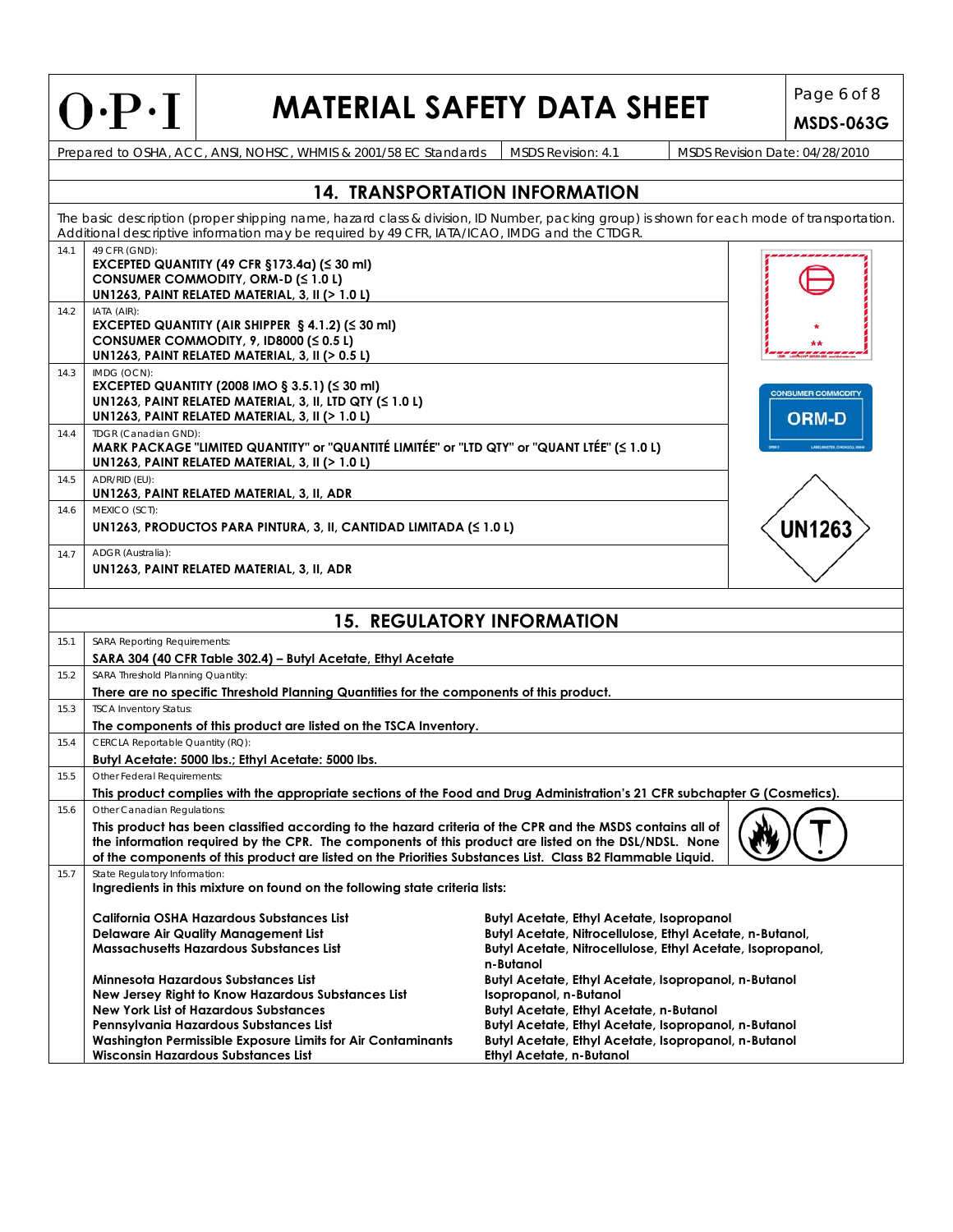Prepared to OSHA, ACC, ANSI, NOHSC, WHMIS & 2001/58 EC Standards | MSDS Revision: 4.1 | MSDS Revision Date: 04/28/2010

MSDS-063G

## 14. TRANSPORTATION INFORMATION

The basic description (proper shipping name, hazard class & division, ID Number, packing group) is shown for each mode of transportation. Additional descriptive information may be required by 49 CFR, IATA/ICAO, IMDG and the CTDGR.

| | |
|---|---|
| 14.1 | 49 CFR (GND):<br>**EXCEPTED QUANTITY (49 CFR §173.4a) (≤ 30 ml)**<br>**CONSUMER COMMODITY, ORM-D (≤ 1.0 L)**<br>**UN1263, PAINT RELATED MATERIAL, 3, II (> 1.0 L)** |
| 14.2 | IATA (AIR):<br>**EXCEPTED QUANTITY (AIR SHIPPER § 4.1.2) (≤ 30 ml)**<br>**CONSUMER COMMODITY, 9, ID8000 (≤ 0.5 L)**<br>**UN1263, PAINT RELATED MATERIAL, 3, II (> 0.5 L)** |
| 14.3 | IMDG (OCN):<br>**EXCEPTED QUANTITY (2008 IMO § 3.5.1) (≤ 30 ml)**<br>**UN1263, PAINT RELATED MATERIAL, 3, II, LTD QTY (≤ 1.0 L)**<br>**UN1263, PAINT RELATED MATERIAL, 3, II (> 1.0 L)** |
| 14.4 | TDGR (Canadian GND):<br>**MARK PACKAGE "LIMITED QUANTITY" or "QUANTITÉ LIMITÉE" or "LTD QTY" or "QUANT LTÉE" (≤ 1.0 L)**<br>**UN1263, PAINT RELATED MATERIAL, 3, II (> 1.0 L)** |
| 14.5 | ADR/RID (EU):<br>**UN1263, PAINT RELATED MATERIAL, 3, II, ADR** |
| 14.6 | MEXICO (SCT):<br>**UN1263, PRODUCTOS PARA PINTURA, 3, II, CANTIDAD LIMITADA (≤ 1.0 L)** |
| 14.7 | ADGR (Australia):<br>**UN1263, PAINT RELATED MATERIAL, 3, II, ADR** |

CONSUMER COMMODITY ORM-D

UN1263

## 15. REGULATORY INFORMATION

| | |
|---|---|
| 15.1 | SARA Reporting Requirements:<br>**SARA 304 (40 CFR Table 302.4) – Butyl Acetate, Ethyl Acetate** |
| 15.2 | SARA Threshold Planning Quantity:<br>**There are no specific Threshold Planning Quantities for the components of this product.** |
| 15.3 | TSCA Inventory Status:<br>**The components of this product are listed on the TSCA Inventory.** |
| 15.4 | CERCLA Reportable Quantity (RQ):<br>**Butyl Acetate: 5000 lbs.; Ethyl Acetate: 5000 lbs.** |
| 15.5 | Other Federal Requirements:<br>**This product complies with the appropriate sections of the Food and Drug Administration's 21 CFR subchapter G (Cosmetics).** |
| 15.6 | Other Canadian Regulations:<br>**This product has been classified according to the hazard criteria of the CPR and the MSDS contains all of the information required by the CPR. The components of this product are listed on the DSL/NDSL. None of the components of this product are listed on the Priorities Substances List. Class B2 Flammable Liquid.** |
| 15.7 | State Regulatory Information:<br>**Ingredients in this mixture on found on the following state criteria lists:** |

| List | Ingredients |
|---|---|
| **California OSHA Hazardous Substances List** | **Butyl Acetate, Ethyl Acetate, Isopropanol** |
| **Delaware Air Quality Management List** | **Butyl Acetate, Nitrocellulose, Ethyl Acetate, n-Butanol,** |
| **Massachusetts Hazardous Substances List** | **Butyl Acetate, Nitrocellulose, Ethyl Acetate, Isopropanol, n-Butanol** |
| **Minnesota Hazardous Substances List** | **Butyl Acetate, Ethyl Acetate, Isopropanol, n-Butanol** |
| **New Jersey Right to Know Hazardous Substances List** | **Isopropanol, n-Butanol** |
| **New York List of Hazardous Substances** | **Butyl Acetate, Ethyl Acetate, n-Butanol** |
| **Pennsylvania Hazardous Substances List** | **Butyl Acetate, Ethyl Acetate, Isopropanol, n-Butanol** |
| **Washington Permissible Exposure Limits for Air Contaminants** | **Butyl Acetate, Ethyl Acetate, Isopropanol, n-Butanol** |
| **Wisconsin Hazardous Substances List** | **Ethyl Acetate, n-Butanol** |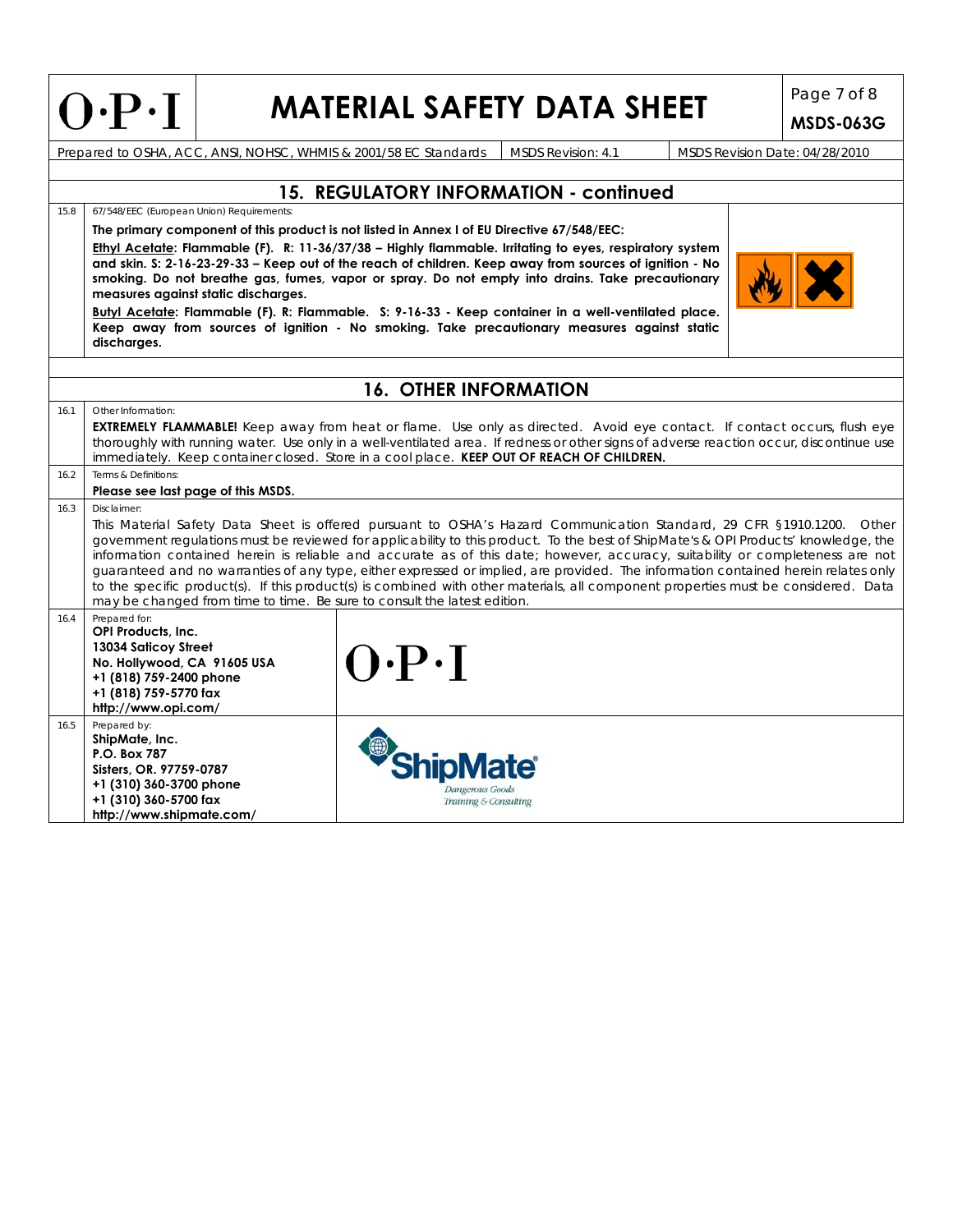## 15. REGULATORY INFORMATION - continued

**15.8** 67/548/EEC (European Union) Requirements:

**The primary component of this product is not listed in Annex I of EU Directive 67/548/EEC:**

**<u>Ethyl Acetate</u>: Flammable (F). R: 11-36/37/38 – Highly flammable. Irritating to eyes, respiratory system and skin. S: 2-16-23-29-33 – Keep out of the reach of children. Keep away from sources of ignition - No smoking. Do not breathe gas, fumes, vapor or spray. Do not empty into drains. Take precautionary measures against static discharges.**

**<u>Butyl Acetate</u>: Flammable (F). R: Flammable. S: 9-16-33 - Keep container in a well-ventilated place. Keep away from sources of ignition - No smoking. Take precautionary measures against static discharges.**

## 16. OTHER INFORMATION

**16.1** Other Information:

**EXTREMELY FLAMMABLE!** Keep away from heat or flame. Use only as directed. Avoid eye contact. If contact occurs, flush eye thoroughly with running water. Use only in a well-ventilated area. If redness or other signs of adverse reaction occur, discontinue use immediately. Keep container closed. Store in a cool place. **KEEP OUT OF REACH OF CHILDREN.**

**16.2** Terms & Definitions:

**Please see last page of this MSDS.**

**16.3** Disclaimer:

This Material Safety Data Sheet is offered pursuant to OSHA's Hazard Communication Standard, 29 CFR §1910.1200. Other government regulations must be reviewed for applicability to this product. To the best of ShipMate's & OPI Products' knowledge, the information contained herein is reliable and accurate as of this date; however, accuracy, suitability or completeness are not guaranteed and no warranties of any type, either expressed or implied, are provided. The information contained herein relates only to the specific product(s). If this product(s) is combined with other materials, all component properties must be considered. Data may be changed from time to time. Be sure to consult the latest edition.

**16.4** Prepared for:

**OPI Products, Inc.**
**13034 Saticoy Street**
**No. Hollywood, CA 91605 USA**
**+1 (818) 759-2400 phone**
**+1 (818) 759-5770 fax**
**http://www.opi.com/**

**16.5** Prepared by:

**ShipMate, Inc.**
**P.O. Box 787**
**Sisters, OR. 97759-0787**
**+1 (310) 360-3700 phone**
**+1 (310) 360-5700 fax**
**http://www.shipmate.com/**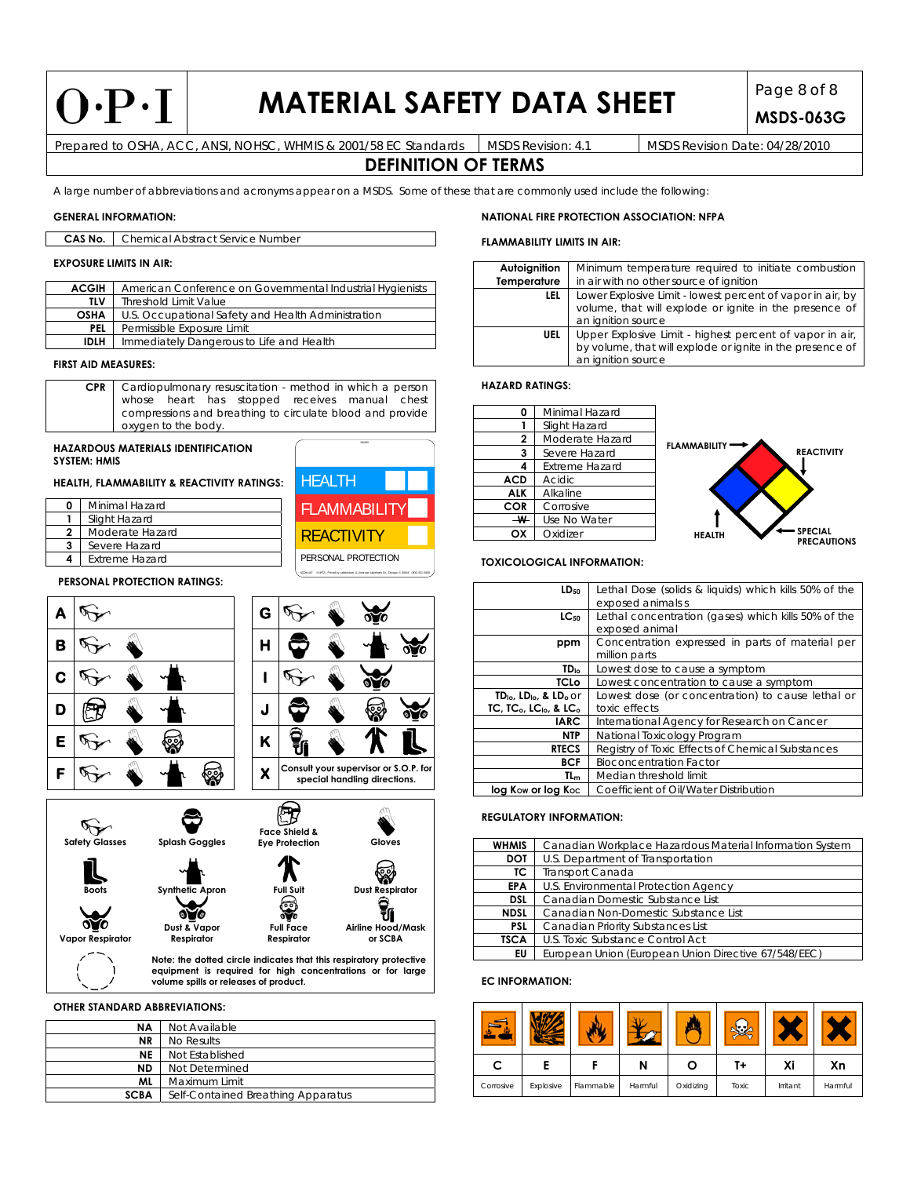# O·P·I MATERIAL SAFETY DATA SHEET

**MSDS-063G**

Prepared to OSHA, ACC, ANSI, NOHSC, WHMIS & 2001/58 EC Standards | MSDS Revision: 4.1 | MSDS Revision Date: 04/28/2010

## DEFINITION OF TERMS

A large number of abbreviations and acronyms appear on a MSDS. Some of these that are commonly used include the following:

### GENERAL INFORMATION:

| | |
|---|---|
| **CAS No.** | Chemical Abstract Service Number |

### EXPOSURE LIMITS IN AIR:

| | |
|---|---|
| **ACGIH** | American Conference on Governmental Industrial Hygienists |
| **TLV** | Threshold Limit Value |
| **OSHA** | U.S. Occupational Safety and Health Administration |
| **PEL** | Permissible Exposure Limit |
| **IDLH** | Immediately Dangerous to Life and Health |

### FIRST AID MEASURES:

| | |
|---|---|
| **CPR** | Cardiopulmonary resuscitation - method in which a person whose heart has stopped receives manual chest compressions and breathing to circulate blood and provide oxygen to the body. |

### HAZARDOUS MATERIALS IDENTIFICATION SYSTEM: HMIS

HEALTH
FLAMMABILITY
REACTIVITY
PERSONAL PROTECTION

### HEALTH, FLAMMABILITY & REACTIVITY RATINGS:

| | |
|---|---|
| **0** | Minimal Hazard |
| **1** | Slight Hazard |
| **2** | Moderate Hazard |
| **3** | Severe Hazard |
| **4** | Extreme Hazard |

### PERSONAL PROTECTION RATINGS:

A, B, C, D, E, F, G, H, I, J, K

X — Consult your supervisor or S.O.P. for special handling directions.

Safety Glasses, Splash Goggles, Face Shield & Eye Protection, Gloves, Boots, Synthetic Apron, Full Suit, Dust Respirator, Vapor Respirator, Dust & Vapor Respirator, Full Face Respirator, Airline Hood/Mask or SCBA

Note: the dotted circle indicates that this respiratory protective equipment is required for high concentrations or for large volume spills or releases of product.

### OTHER STANDARD ABBREVIATIONS:

| | |
|---|---|
| **NA** | Not Available |
| **NR** | No Results |
| **NE** | Not Established |
| **ND** | Not Determined |
| **ML** | Maximum Limit |
| **SCBA** | Self-Contained Breathing Apparatus |

### NATIONAL FIRE PROTECTION ASSOCIATION: NFPA

### FLAMMABILITY LIMITS IN AIR:

| | |
|---|---|
| **Autoignition Temperature** | Minimum temperature required to initiate combustion in air with no other source of ignition |
| **LEL** | Lower Explosive Limit - lowest percent of vapor in air, by volume, that will explode or ignite in the presence of an ignition source |
| **UEL** | Upper Explosive Limit - highest percent of vapor in air, by volume, that will explode or ignite in the presence of an ignition source |

### HAZARD RATINGS:

| | |
|---|---|
| **0** | Minimal Hazard |
| **1** | Slight Hazard |
| **2** | Moderate Hazard |
| **3** | Severe Hazard |
| **4** | Extreme Hazard |
| **ACD** | Acidic |
| **ALK** | Alkaline |
| **COR** | Corrosive |
| **~~W~~** | Use No Water |
| **OX** | Oxidizer |

FLAMMABILITY
REACTIVITY
HEALTH
SPECIAL PRECAUTIONS

### TOXICOLOGICAL INFORMATION:

| | |
|---|---|
| **$LD_{50}$** | Lethal Dose (solids & liquids) which kills 50% of the exposed animals |
| **$LC_{50}$** | Lethal concentration (gases) which kills 50% of the exposed animal |
| **ppm** | Concentration expressed in parts of material per million parts |
| **$TD_{lo}$** | Lowest dose to cause a symptom |
| **TCLo** | Lowest concentration to cause a symptom |
| **$TD_{lo}$, $LD_{lo}$, & $LD_o$ or TC, $TC_o$, $LC_{lo}$, & $LC_o$** | Lowest dose (or concentration) to cause lethal or toxic effects |
| **IARC** | International Agency for Research on Cancer |
| **NTP** | National Toxicology Program |
| **RTECS** | Registry of Toxic Effects of Chemical Substances |
| **BCF** | Bioconcentration Factor |
| **$TL_m$** | Median threshold limit |
| **log Kow or log Koc** | Coefficient of Oil/Water Distribution |

### REGULATORY INFORMATION:

| | |
|---|---|
| **WHMIS** | Canadian Workplace Hazardous Material Information System |
| **DOT** | U.S. Department of Transportation |
| **TC** | Transport Canada |
| **EPA** | U.S. Environmental Protection Agency |
| **DSL** | Canadian Domestic Substance List |
| **NDSL** | Canadian Non-Domestic Substance List |
| **PSL** | Canadian Priority Substances List |
| **TSCA** | U.S. Toxic Substance Control Act |
| **EU** | European Union (European Union Directive 67/548/EEC) |

### EC INFORMATION:

| C | E | F | N | O | T+ | Xi | Xn |
|---|---|---|---|---|---|---|---|
| Corrosive | Explosive | Flammable | Harmful | Oxidizing | Toxic | Irritant | Harmful |